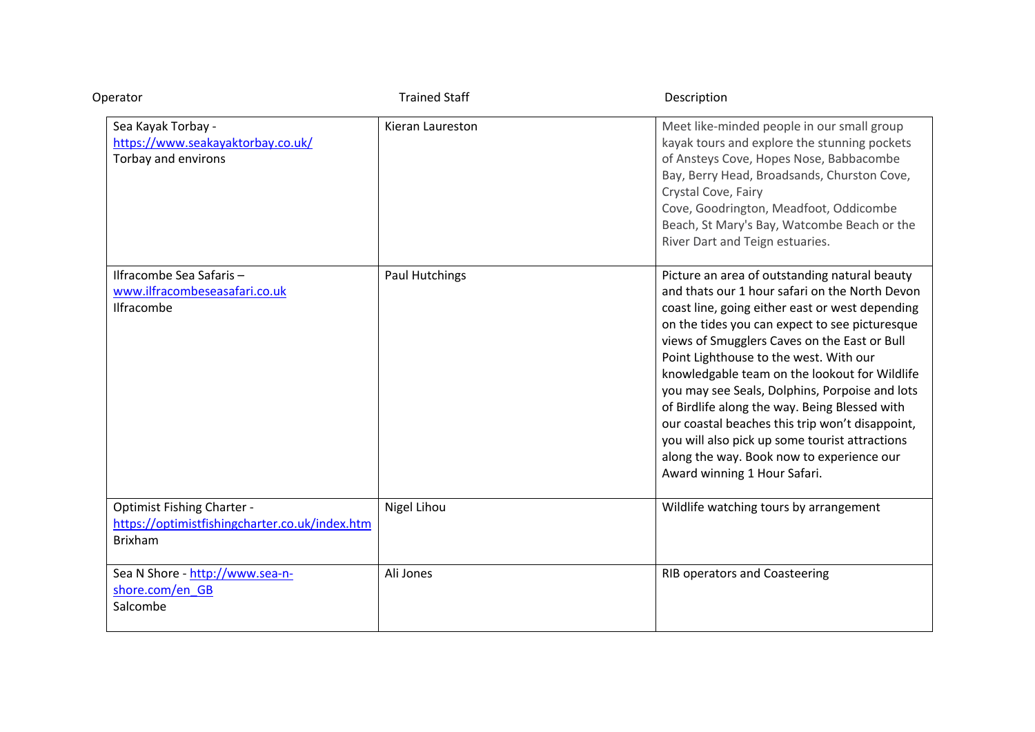| Operator | Trained Staff | Description |
|---|---|---|
| Sea Kayak Torbay - https://www.seakayaktorbay.co.uk/ Torbay and environs | Kieran Laureston | Meet like-minded people in our small group kayak tours and explore the stunning pockets of Ansteys Cove, Hopes Nose, Babbacombe Bay, Berry Head, Broadsands, Churston Cove, Crystal Cove, Fairy Cove, Goodrington, Meadfoot, Oddicombe Beach, St Mary's Bay, Watcombe Beach or the River Dart and Teign estuaries. |
| Ilfracombe Sea Safaris – www.ilfracombeseasafari.co.uk Ilfracombe | Paul Hutchings | Picture an area of outstanding natural beauty and thats our 1 hour safari on the North Devon coast line, going either east or west depending on the tides you can expect to see picturesque views of Smugglers Caves on the East or Bull Point Lighthouse to the west. With our knowledgable team on the lookout for Wildlife you may see Seals, Dolphins, Porpoise and lots of Birdlife along the way. Being Blessed with our coastal beaches this trip won't disappoint, you will also pick up some tourist attractions along the way. Book now to experience our Award winning 1 Hour Safari. |
| Optimist Fishing Charter - https://optimistfishingcharter.co.uk/index.htm Brixham | Nigel Lihou | Wildlife watching tours by arrangement |
| Sea N Shore - http://www.sea-n-shore.com/en_GB Salcombe | Ali Jones | RIB operators and Coasteering |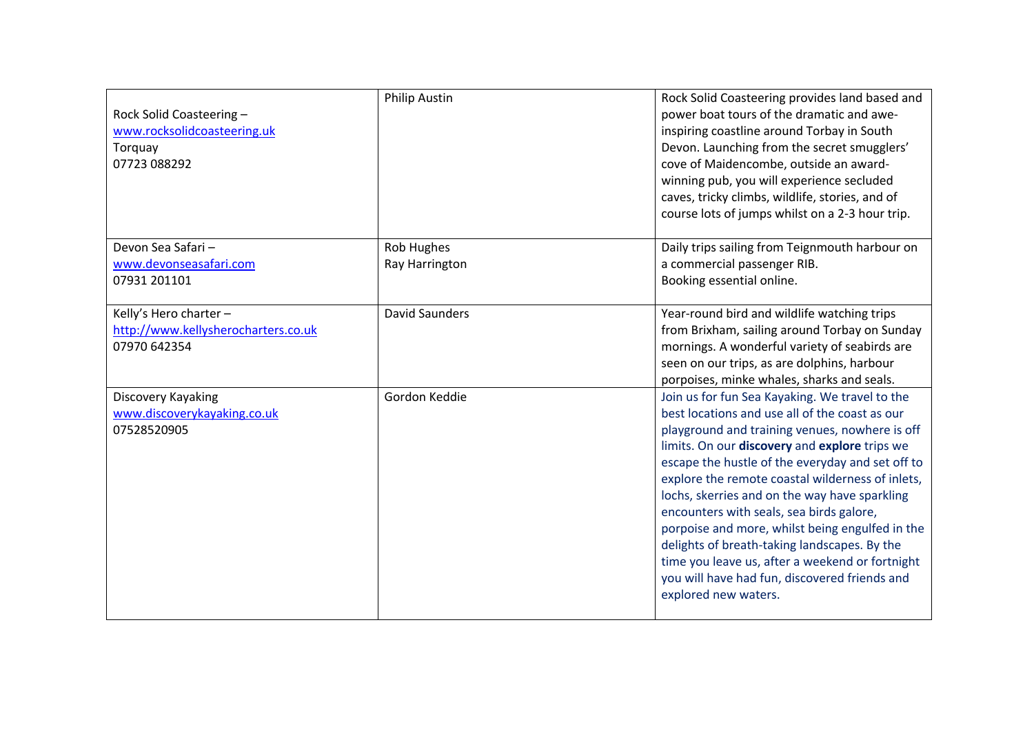| | | |
|---|---|---|
| Rock Solid Coasteering – www.rocksolidcoasteering.uk Torquay 07723 088292 | Philip Austin | Rock Solid Coasteering provides land based and power boat tours of the dramatic and awe-inspiring coastline around Torbay in South Devon. Launching from the secret smugglers' cove of Maidencombe, outside an award-winning pub, you will experience secluded caves, tricky climbs, wildlife, stories, and of course lots of jumps whilst on a 2-3 hour trip. |
| Devon Sea Safari – www.devonseasafari.com 07931 201101 | Rob Hughes Ray Harrington | Daily trips sailing from Teignmouth harbour on a commercial passenger RIB. Booking essential online. |
| Kelly's Hero charter – http://www.kellysherocharters.co.uk 07970 642354 | David Saunders | Year-round bird and wildlife watching trips from Brixham, sailing around Torbay on Sunday mornings. A wonderful variety of seabirds are seen on our trips, as are dolphins, harbour porpoises, minke whales, sharks and seals. |
| Discovery Kayaking www.discoverykayaking.co.uk 07528520905 | Gordon Keddie | Join us for fun Sea Kayaking. We travel to the best locations and use all of the coast as our playground and training venues, nowhere is off limits. On our **discovery** and **explore** trips we escape the hustle of the everyday and set off to explore the remote coastal wilderness of inlets, lochs, skerries and on the way have sparkling encounters with seals, sea birds galore, porpoise and more, whilst being engulfed in the delights of breath-taking landscapes. By the time you leave us, after a weekend or fortnight you will have had fun, discovered friends and explored new waters. |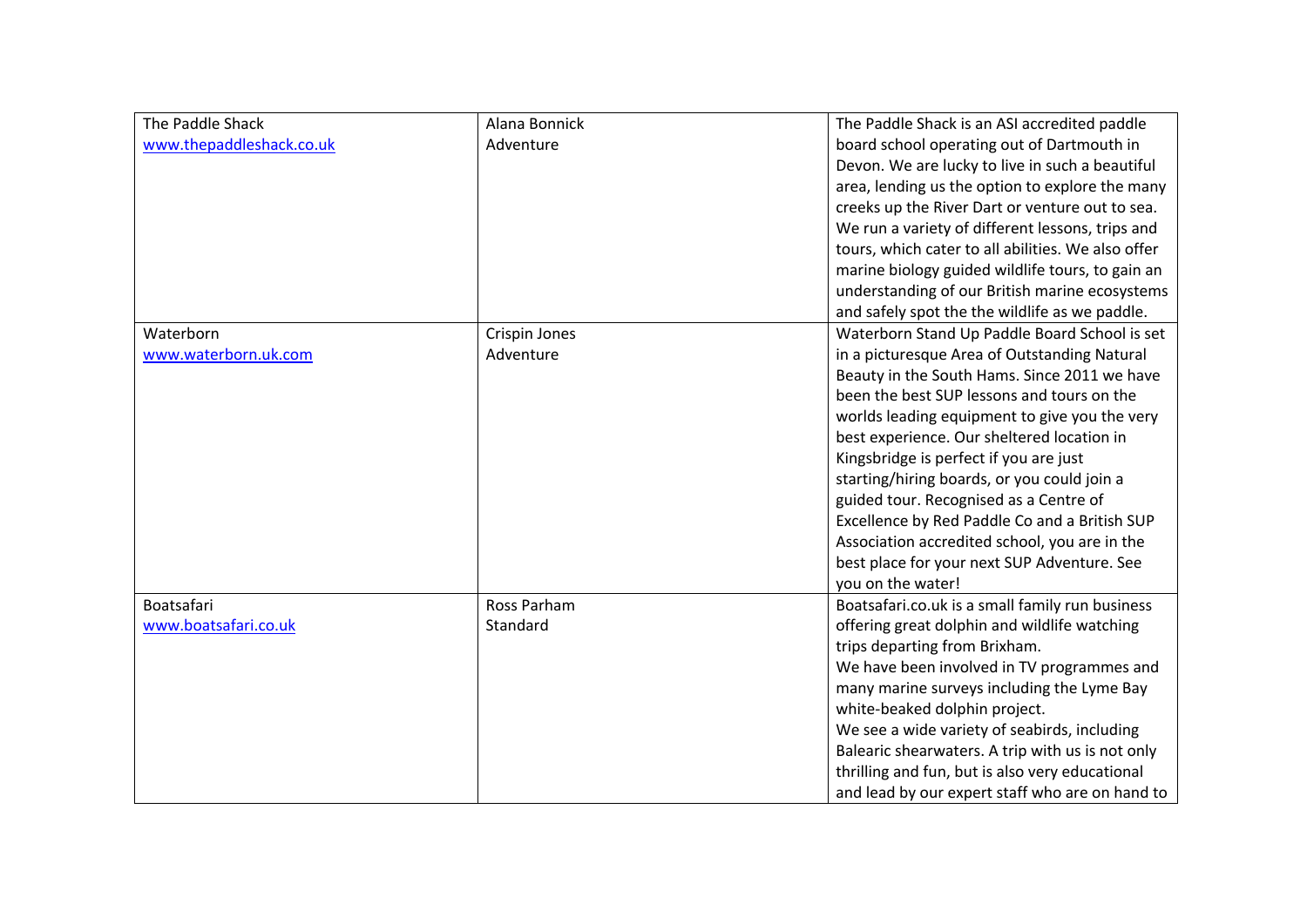| | | |
|---|---|---|
| The Paddle Shack<br>www.thepaddleshack.co.uk | Alana Bonnick<br>Adventure | The Paddle Shack is an ASI accredited paddle board school operating out of Dartmouth in Devon. We are lucky to live in such a beautiful area, lending us the option to explore the many creeks up the River Dart or venture out to sea. We run a variety of different lessons, trips and tours, which cater to all abilities. We also offer marine biology guided wildlife tours, to gain an understanding of our British marine ecosystems and safely spot the the wildlife as we paddle. |
| Waterborn<br>www.waterborn.uk.com | Crispin Jones<br>Adventure | Waterborn Stand Up Paddle Board School is set in a picturesque Area of Outstanding Natural Beauty in the South Hams. Since 2011 we have been the best SUP lessons and tours on the worlds leading equipment to give you the very best experience. Our sheltered location in Kingsbridge is perfect if you are just starting/hiring boards, or you could join a guided tour. Recognised as a Centre of Excellence by Red Paddle Co and a British SUP Association accredited school, you are in the best place for your next SUP Adventure. See you on the water! |
| Boatsafari<br>www.boatsafari.co.uk | Ross Parham<br>Standard | Boatsafari.co.uk is a small family run business offering great dolphin and wildlife watching trips departing from Brixham.<br>We have been involved in TV programmes and many marine surveys including the Lyme Bay white-beaked dolphin project.<br>We see a wide variety of seabirds, including Balearic shearwaters. A trip with us is not only thrilling and fun, but is also very educational and lead by our expert staff who are on hand to |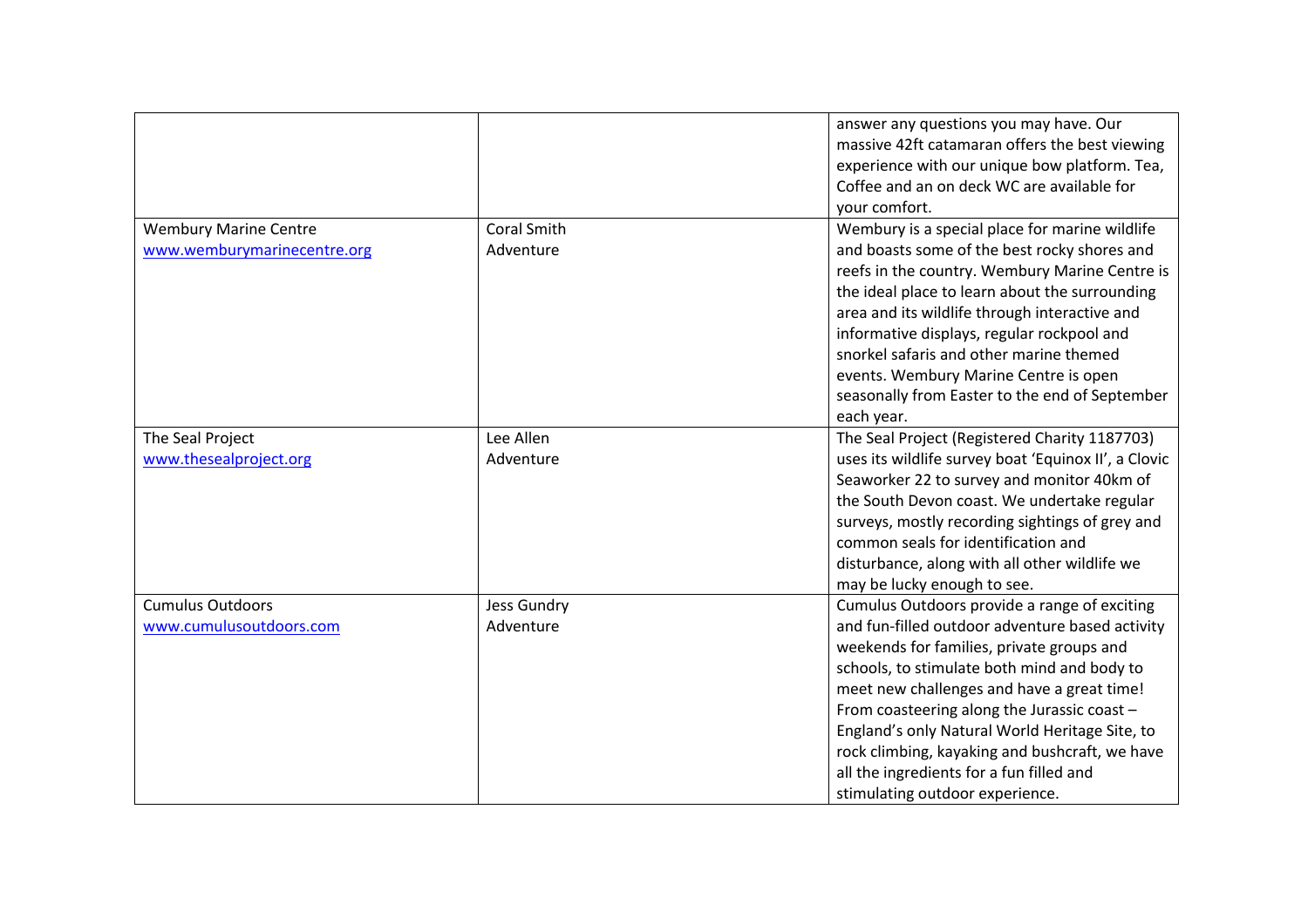| | | |
|---|---|---|
| | | answer any questions you may have. Our massive 42ft catamaran offers the best viewing experience with our unique bow platform. Tea, Coffee and an on deck WC are available for your comfort. |
| Wembury Marine Centre<br>www.wemburymarinecentre.org | Coral Smith<br>Adventure | Wembury is a special place for marine wildlife and boasts some of the best rocky shores and reefs in the country. Wembury Marine Centre is the ideal place to learn about the surrounding area and its wildlife through interactive and informative displays, regular rockpool and snorkel safaris and other marine themed events. Wembury Marine Centre is open seasonally from Easter to the end of September each year. |
| The Seal Project<br>www.thesealproject.org | Lee Allen<br>Adventure | The Seal Project (Registered Charity 1187703) uses its wildlife survey boat 'Equinox II', a Clovic Seaworker 22 to survey and monitor 40km of the South Devon coast. We undertake regular surveys, mostly recording sightings of grey and common seals for identification and disturbance, along with all other wildlife we may be lucky enough to see. |
| Cumulus Outdoors<br>www.cumulusoutdoors.com | Jess Gundry<br>Adventure | Cumulus Outdoors provide a range of exciting and fun-filled outdoor adventure based activity weekends for families, private groups and schools, to stimulate both mind and body to meet new challenges and have a great time! From coasteering along the Jurassic coast – England's only Natural World Heritage Site, to rock climbing, kayaking and bushcraft, we have all the ingredients for a fun filled and stimulating outdoor experience. |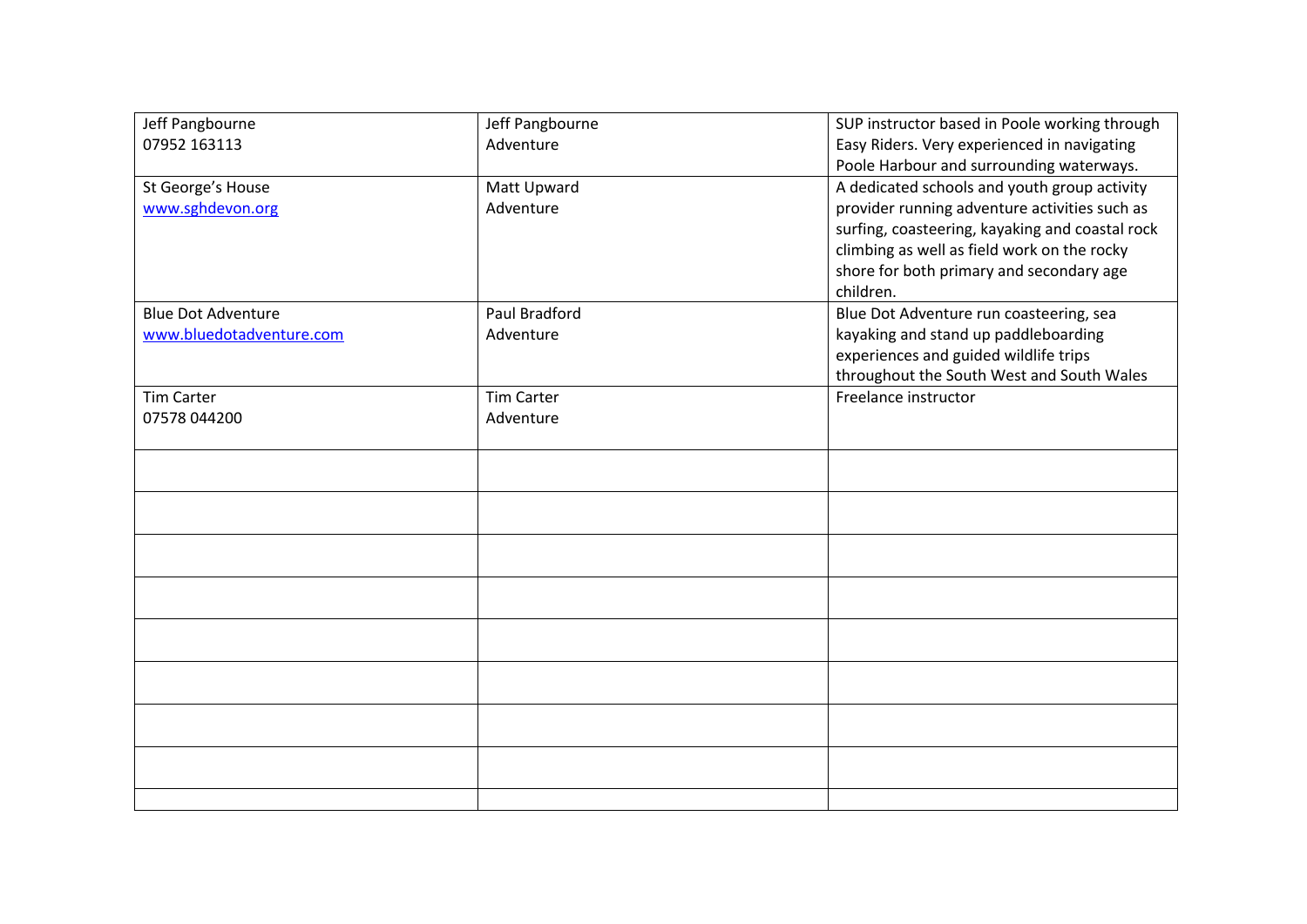| | | |
|---|---|---|
| Jeff Pangbourne<br>07952 163113 | Jeff Pangbourne<br>Adventure | SUP instructor based in Poole working through Easy Riders. Very experienced in navigating Poole Harbour and surrounding waterways. |
| St George's House<br>www.sghdevon.org | Matt Upward<br>Adventure | A dedicated schools and youth group activity provider running adventure activities such as surfing, coasteering, kayaking and coastal rock climbing as well as field work on the rocky shore for both primary and secondary age children. |
| Blue Dot Adventure<br>www.bluedotadventure.com | Paul Bradford<br>Adventure | Blue Dot Adventure run coasteering, sea kayaking and stand up paddleboarding experiences and guided wildlife trips throughout the South West and South Wales |
| Tim Carter<br>07578 044200 | Tim Carter<br>Adventure | Freelance instructor |
| | | |
| | | |
| | | |
| | | |
| | | |
| | | |
| | | |
| | | |
| | | |